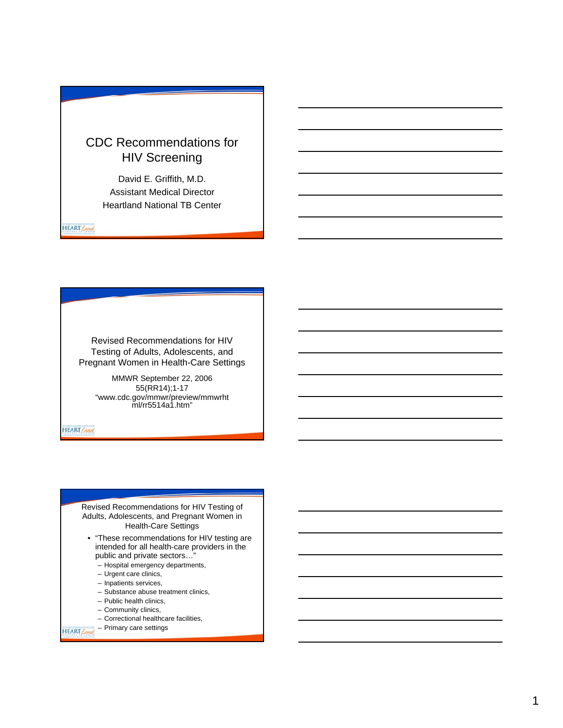# CDC Recommendations for HIV Screening

David E. Griffith, M.D.
Assistant Medical Director
Heartland National TB Center

---

## Revised Recommendations for HIV Testing of Adults, Adolescents, and Pregnant Women in Health-Care Settings

MMWR September 22, 2006
55(RR14);1-17
"www.cdc.gov/mmwr/preview/mmwrhtml/rr5514a1.htm"

---

## Revised Recommendations for HIV Testing of Adults, Adolescents, and Pregnant Women in Health-Care Settings

- "These recommendations for HIV testing are intended for all health-care providers in the public and private sectors…"
  - Hospital emergency departments,
  - Urgent care clinics,
  - Inpatients services,
  - Substance abuse treatment clinics,
  - Public health clinics,
  - Community clinics,
  - Correctional healthcare facilities,
  - Primary care settings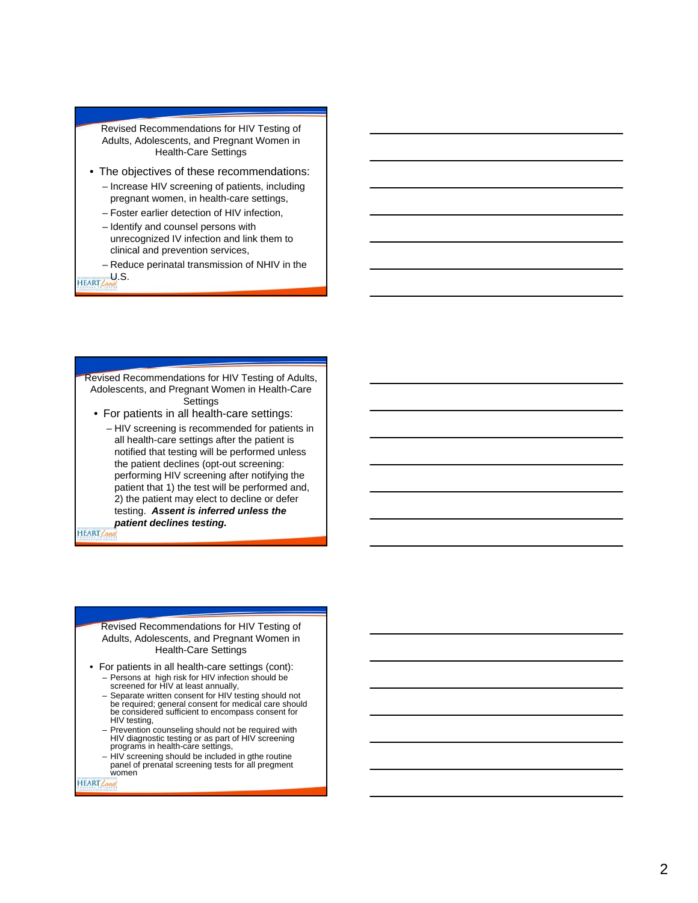## Revised Recommendations for HIV Testing of Adults, Adolescents, and Pregnant Women in Health-Care Settings

- The objectives of these recommendations:
  - Increase HIV screening of patients, including pregnant women, in health-care settings,
  - Foster earlier detection of HIV infection,
  - Identify and counsel persons with unrecognized IV infection and link them to clinical and prevention services,
  - Reduce perinatal transmission of NHIV in the U.S.

## Revised Recommendations for HIV Testing of Adults, Adolescents, and Pregnant Women in Health-Care Settings

- For patients in all health-care settings:
  - HIV screening is recommended for patients in all health-care settings after the patient is notified that testing will be performed unless the patient declines (opt-out screening: performing HIV screening after notifying the patient that 1) the test will be performed and, 2) the patient may elect to decline or defer testing. ***Assent is inferred unless the patient declines testing.***

## Revised Recommendations for HIV Testing of Adults, Adolescents, and Pregnant Women in Health-Care Settings

- For patients in all health-care settings (cont):
  - Persons at high risk for HIV infection should be screened for HIV at least annually,
  - Separate written consent for HIV testing should not be required; general consent for medical care should be considered sufficient to encompass consent for HIV testing,
  - Prevention counseling should not be required with HIV diagnostic testing or as part of HIV screening programs in health-care settings,
  - HIV screening should be included in gthe routine panel of prenatal screening tests for all pregment women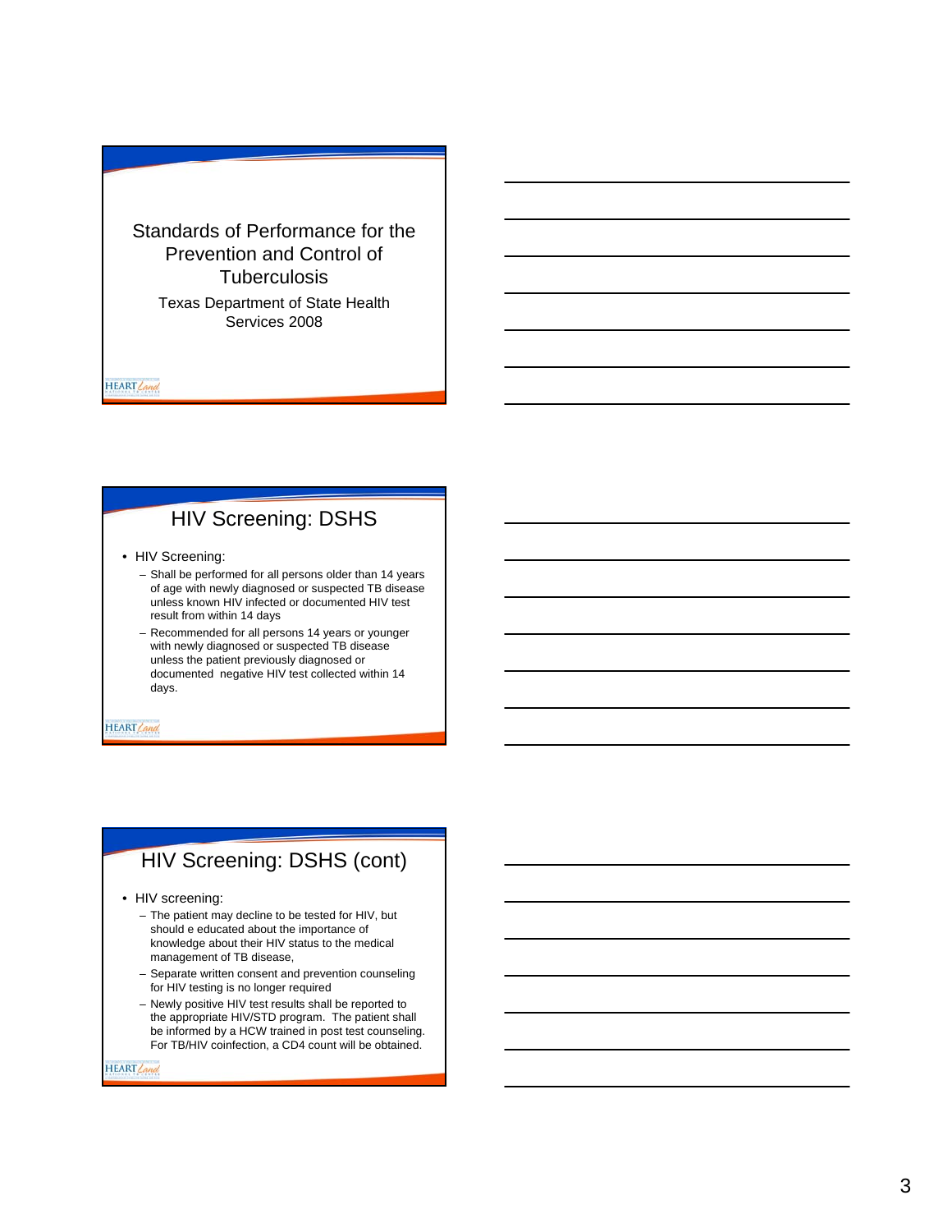# Standards of Performance for the Prevention and Control of Tuberculosis

Texas Department of State Health Services 2008

## HIV Screening: DSHS

- HIV Screening:
  - Shall be performed for all persons older than 14 years of age with newly diagnosed or suspected TB disease unless known HIV infected or documented HIV test result from within 14 days
  - Recommended for all persons 14 years or younger with newly diagnosed or suspected TB disease unless the patient previously diagnosed or documented negative HIV test collected within 14 days.

## HIV Screening: DSHS (cont)

- HIV screening:
  - The patient may decline to be tested for HIV, but should e educated about the importance of knowledge about their HIV status to the medical management of TB disease,
  - Separate written consent and prevention counseling for HIV testing is no longer required
  - Newly positive HIV test results shall be reported to the appropriate HIV/STD program. The patient shall be informed by a HCW trained in post test counseling. For TB/HIV coinfection, a CD4 count will be obtained.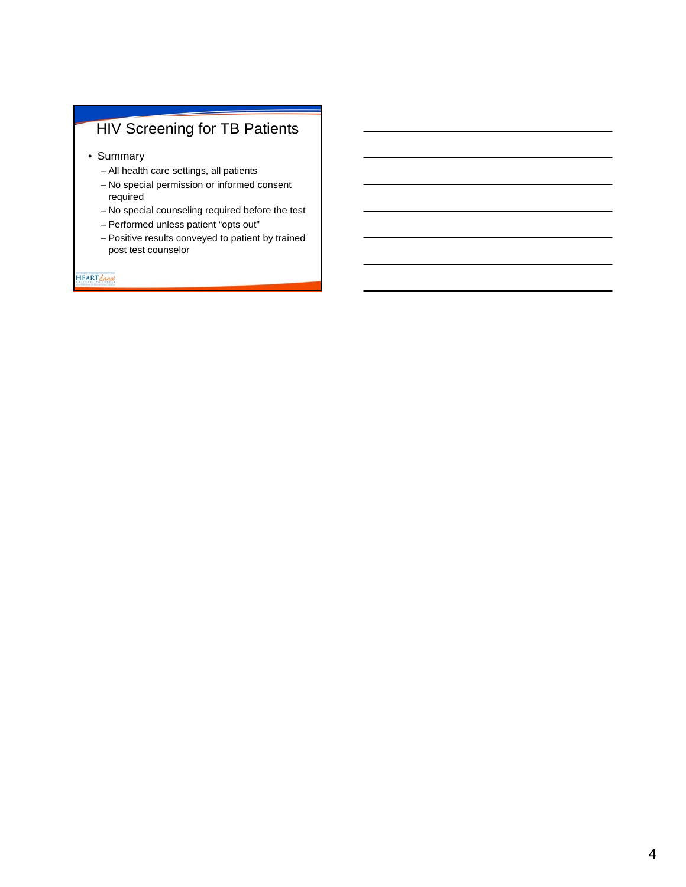## HIV Screening for TB Patients

- Summary
  - All health care settings, all patients
  - No special permission or informed consent required
  - No special counseling required before the test
  - Performed unless patient "opts out"
  - Positive results conveyed to patient by trained post test counselor